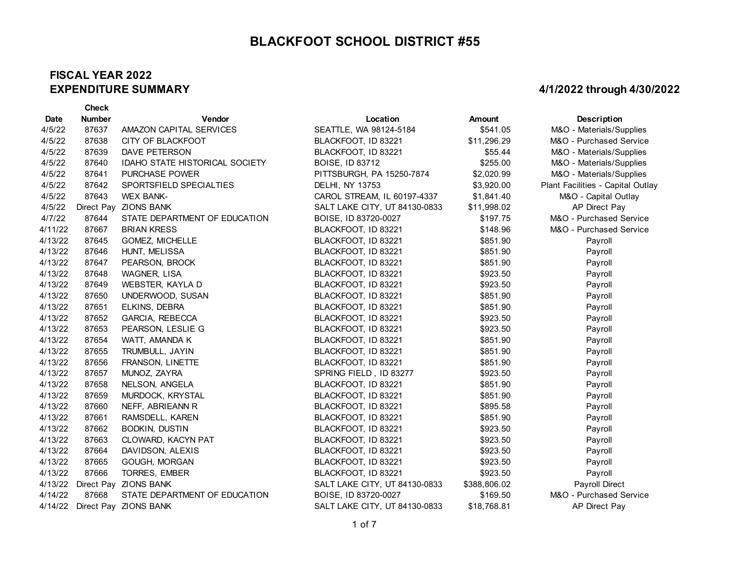# BLACKFOOT SCHOOL DISTRICT #55

## FISCAL YEAR 2022
## EXPENDITURE SUMMARY

**4/1/2022 through 4/30/2022**

| Date | Check Number | Vendor | Location | Amount | Description |
|---|---|---|---|---|---|
| 4/5/22 | 87637 | AMAZON CAPITAL SERVICES | SEATTLE, WA 98124-5184 | $541.05 | M&O - Materials/Supplies |
| 4/5/22 | 87638 | CITY OF BLACKFOOT | BLACKFOOT, ID 83221 | $11,296.29 | M&O - Purchased Service |
| 4/5/22 | 87639 | DAVE PETERSON | BLACKFOOT, ID 83221 | $55.44 | M&O - Materials/Supplies |
| 4/5/22 | 87640 | IDAHO STATE HISTORICAL SOCIETY | BOISE, ID 83712 | $255.00 | M&O - Materials/Supplies |
| 4/5/22 | 87641 | PURCHASE POWER | PITTSBURGH, PA 15250-7874 | $2,020.99 | M&O - Materials/Supplies |
| 4/5/22 | 87642 | SPORTSFIELD SPECIALTIES | DELHI, NY 13753 | $3,920.00 | Plant Facilities - Capital Outlay |
| 4/5/22 | 87643 | WEX BANK- | CAROL STREAM, IL 60197-4337 | $1,841.40 | M&O - Capital Outlay |
| 4/5/22 | Direct Pay | ZIONS BANK | SALT LAKE CITY, UT 84130-0833 | $11,998.02 | AP Direct Pay |
| 4/7/22 | 87644 | STATE DEPARTMENT OF EDUCATION | BOISE, ID 83720-0027 | $197.75 | M&O - Purchased Service |
| 4/11/22 | 87667 | BRIAN KRESS | BLACKFOOT, ID 83221 | $148.96 | M&O - Purchased Service |
| 4/13/22 | 87645 | GOMEZ, MICHELLE | BLACKFOOT, ID 83221 | $851.90 | Payroll |
| 4/13/22 | 87646 | HUNT, MELISSA | BLACKFOOT, ID 83221 | $851.90 | Payroll |
| 4/13/22 | 87647 | PEARSON, BROCK | BLACKFOOT, ID 83221 | $851.90 | Payroll |
| 4/13/22 | 87648 | WAGNER, LISA | BLACKFOOT, ID 83221 | $923.50 | Payroll |
| 4/13/22 | 87649 | WEBSTER, KAYLA D | BLACKFOOT, ID 83221 | $923.50 | Payroll |
| 4/13/22 | 87650 | UNDERWOOD, SUSAN | BLACKFOOT, ID 83221 | $851.90 | Payroll |
| 4/13/22 | 87651 | ELKINS, DEBRA | BLACKFOOT, ID 83221 | $851.90 | Payroll |
| 4/13/22 | 87652 | GARCIA, REBECCA | BLACKFOOT, ID 83221 | $923.50 | Payroll |
| 4/13/22 | 87653 | PEARSON, LESLIE G | BLACKFOOT, ID 83221 | $923.50 | Payroll |
| 4/13/22 | 87654 | WATT, AMANDA K | BLACKFOOT, ID 83221 | $851.90 | Payroll |
| 4/13/22 | 87655 | TRUMBULL, JAYIN | BLACKFOOT, ID 83221 | $851.90 | Payroll |
| 4/13/22 | 87656 | FRANSON, LINETTE | BLACKFOOT, ID 83221 | $851.90 | Payroll |
| 4/13/22 | 87657 | MUNOZ, ZAYRA | SPRING FIELD , ID 83277 | $923.50 | Payroll |
| 4/13/22 | 87658 | NELSON, ANGELA | BLACKFOOT, ID 83221 | $851.90 | Payroll |
| 4/13/22 | 87659 | MURDOCK, KRYSTAL | BLACKFOOT, ID 83221 | $851.90 | Payroll |
| 4/13/22 | 87660 | NEFF, ABRIEANN R | BLACKFOOT, ID 83221 | $895.58 | Payroll |
| 4/13/22 | 87661 | RAMSDELL, KAREN | BLACKFOOT, ID 83221 | $851.90 | Payroll |
| 4/13/22 | 87662 | BODKIN, DUSTIN | BLACKFOOT, ID 83221 | $923.50 | Payroll |
| 4/13/22 | 87663 | CLOWARD, KACYN PAT | BLACKFOOT, ID 83221 | $923.50 | Payroll |
| 4/13/22 | 87664 | DAVIDSON, ALEXIS | BLACKFOOT, ID 83221 | $923.50 | Payroll |
| 4/13/22 | 87665 | GOUGH, MORGAN | BLACKFOOT, ID 83221 | $923.50 | Payroll |
| 4/13/22 | 87666 | TORRES, EMBER | BLACKFOOT, ID 83221 | $923.50 | Payroll |
| 4/13/22 | Direct Pay | ZIONS BANK | SALT LAKE CITY, UT 84130-0833 | $388,806.02 | Payroll Direct |
| 4/14/22 | 87668 | STATE DEPARTMENT OF EDUCATION | BOISE, ID 83720-0027 | $169.50 | M&O - Purchased Service |
| 4/14/22 | Direct Pay | ZIONS BANK | SALT LAKE CITY, UT 84130-0833 | $18,768.81 | AP Direct Pay |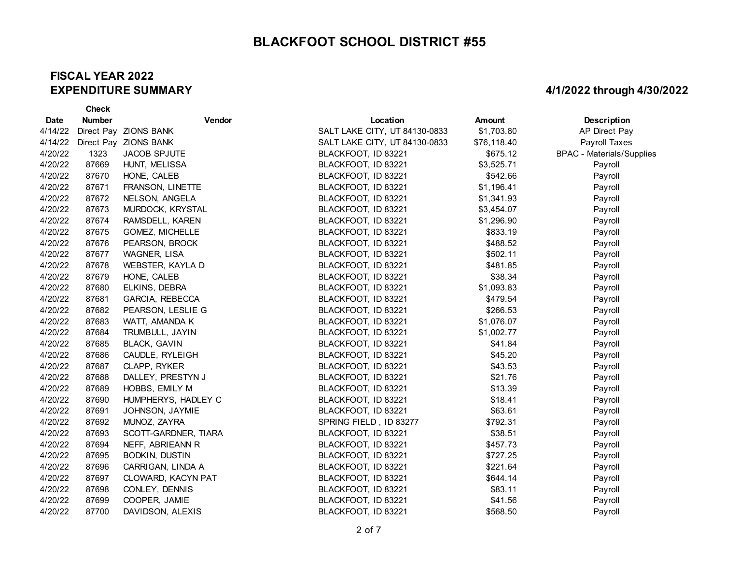# BLACKFOOT SCHOOL DISTRICT #55

## FISCAL YEAR 2022
## EXPENDITURE SUMMARY

**4/1/2022 through 4/30/2022**

| Date | Check Number | Vendor | Location | Amount | Description |
|---|---|---|---|---|---|
| 4/14/22 | Direct Pay | ZIONS BANK | SALT LAKE CITY, UT 84130-0833 | $1,703.80 | AP Direct Pay |
| 4/14/22 | Direct Pay | ZIONS BANK | SALT LAKE CITY, UT 84130-0833 | $76,118.40 | Payroll Taxes |
| 4/20/22 | 1323 | JACOB SPJUTE | BLACKFOOT, ID 83221 | $675.12 | BPAC - Materials/Supplies |
| 4/20/22 | 87669 | HUNT, MELISSA | BLACKFOOT, ID 83221 | $3,525.71 | Payroll |
| 4/20/22 | 87670 | HONE, CALEB | BLACKFOOT, ID 83221 | $542.66 | Payroll |
| 4/20/22 | 87671 | FRANSON, LINETTE | BLACKFOOT, ID 83221 | $1,196.41 | Payroll |
| 4/20/22 | 87672 | NELSON, ANGELA | BLACKFOOT, ID 83221 | $1,341.93 | Payroll |
| 4/20/22 | 87673 | MURDOCK, KRYSTAL | BLACKFOOT, ID 83221 | $3,454.07 | Payroll |
| 4/20/22 | 87674 | RAMSDELL, KAREN | BLACKFOOT, ID 83221 | $1,296.90 | Payroll |
| 4/20/22 | 87675 | GOMEZ, MICHELLE | BLACKFOOT, ID 83221 | $833.19 | Payroll |
| 4/20/22 | 87676 | PEARSON, BROCK | BLACKFOOT, ID 83221 | $488.52 | Payroll |
| 4/20/22 | 87677 | WAGNER, LISA | BLACKFOOT, ID 83221 | $502.11 | Payroll |
| 4/20/22 | 87678 | WEBSTER, KAYLA D | BLACKFOOT, ID 83221 | $481.85 | Payroll |
| 4/20/22 | 87679 | HONE, CALEB | BLACKFOOT, ID 83221 | $38.34 | Payroll |
| 4/20/22 | 87680 | ELKINS, DEBRA | BLACKFOOT, ID 83221 | $1,093.83 | Payroll |
| 4/20/22 | 87681 | GARCIA, REBECCA | BLACKFOOT, ID 83221 | $479.54 | Payroll |
| 4/20/22 | 87682 | PEARSON, LESLIE G | BLACKFOOT, ID 83221 | $266.53 | Payroll |
| 4/20/22 | 87683 | WATT, AMANDA K | BLACKFOOT, ID 83221 | $1,076.07 | Payroll |
| 4/20/22 | 87684 | TRUMBULL, JAYIN | BLACKFOOT, ID 83221 | $1,002.77 | Payroll |
| 4/20/22 | 87685 | BLACK, GAVIN | BLACKFOOT, ID 83221 | $41.84 | Payroll |
| 4/20/22 | 87686 | CAUDLE, RYLEIGH | BLACKFOOT, ID 83221 | $45.20 | Payroll |
| 4/20/22 | 87687 | CLAPP, RYKER | BLACKFOOT, ID 83221 | $43.53 | Payroll |
| 4/20/22 | 87688 | DALLEY, PRESTYN J | BLACKFOOT, ID 83221 | $21.76 | Payroll |
| 4/20/22 | 87689 | HOBBS, EMILY M | BLACKFOOT, ID 83221 | $13.39 | Payroll |
| 4/20/22 | 87690 | HUMPHERYS, HADLEY C | BLACKFOOT, ID 83221 | $18.41 | Payroll |
| 4/20/22 | 87691 | JOHNSON, JAYMIE | BLACKFOOT, ID 83221 | $63.61 | Payroll |
| 4/20/22 | 87692 | MUNOZ, ZAYRA | SPRING FIELD , ID 83277 | $792.31 | Payroll |
| 4/20/22 | 87693 | SCOTT-GARDNER, TIARA | BLACKFOOT, ID 83221 | $38.51 | Payroll |
| 4/20/22 | 87694 | NEFF, ABRIEANN R | BLACKFOOT, ID 83221 | $457.73 | Payroll |
| 4/20/22 | 87695 | BODKIN, DUSTIN | BLACKFOOT, ID 83221 | $727.25 | Payroll |
| 4/20/22 | 87696 | CARRIGAN, LINDA A | BLACKFOOT, ID 83221 | $221.64 | Payroll |
| 4/20/22 | 87697 | CLOWARD, KACYN PAT | BLACKFOOT, ID 83221 | $644.14 | Payroll |
| 4/20/22 | 87698 | CONLEY, DENNIS | BLACKFOOT, ID 83221 | $83.11 | Payroll |
| 4/20/22 | 87699 | COOPER, JAMIE | BLACKFOOT, ID 83221 | $41.56 | Payroll |
| 4/20/22 | 87700 | DAVIDSON, ALEXIS | BLACKFOOT, ID 83221 | $568.50 | Payroll |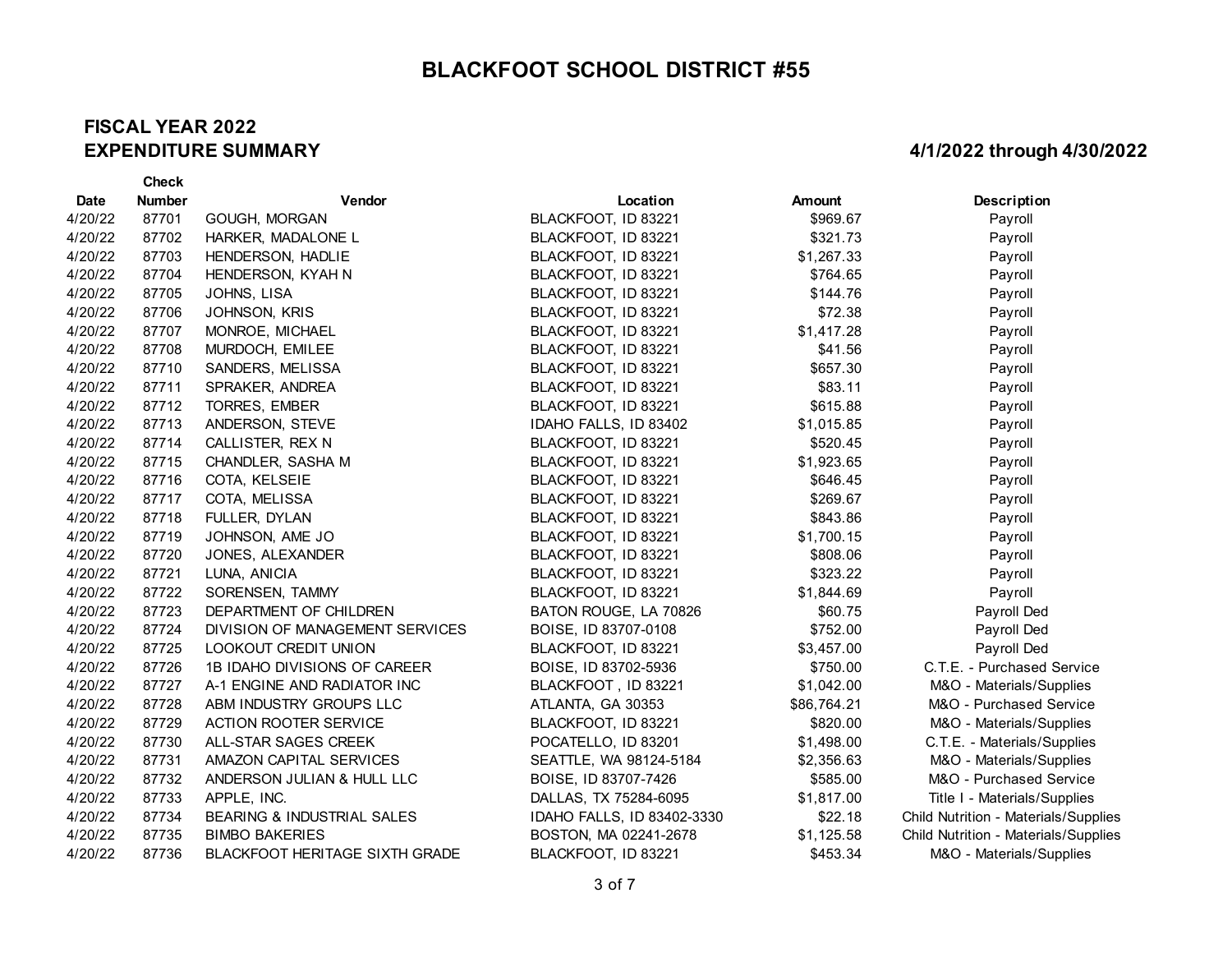# BLACKFOOT SCHOOL DISTRICT #55

## FISCAL YEAR 2022
## EXPENDITURE SUMMARY

**4/1/2022 through 4/30/2022**

| Date | Check Number | Vendor | Location | Amount | Description |
|---|---|---|---|---|---|
| 4/20/22 | 87701 | GOUGH, MORGAN | BLACKFOOT, ID 83221 | $969.67 | Payroll |
| 4/20/22 | 87702 | HARKER, MADALONE L | BLACKFOOT, ID 83221 | $321.73 | Payroll |
| 4/20/22 | 87703 | HENDERSON, HADLIE | BLACKFOOT, ID 83221 | $1,267.33 | Payroll |
| 4/20/22 | 87704 | HENDERSON, KYAH N | BLACKFOOT, ID 83221 | $764.65 | Payroll |
| 4/20/22 | 87705 | JOHNS, LISA | BLACKFOOT, ID 83221 | $144.76 | Payroll |
| 4/20/22 | 87706 | JOHNSON, KRIS | BLACKFOOT, ID 83221 | $72.38 | Payroll |
| 4/20/22 | 87707 | MONROE, MICHAEL | BLACKFOOT, ID 83221 | $1,417.28 | Payroll |
| 4/20/22 | 87708 | MURDOCH, EMILEE | BLACKFOOT, ID 83221 | $41.56 | Payroll |
| 4/20/22 | 87710 | SANDERS, MELISSA | BLACKFOOT, ID 83221 | $657.30 | Payroll |
| 4/20/22 | 87711 | SPRAKER, ANDREA | BLACKFOOT, ID 83221 | $83.11 | Payroll |
| 4/20/22 | 87712 | TORRES, EMBER | BLACKFOOT, ID 83221 | $615.88 | Payroll |
| 4/20/22 | 87713 | ANDERSON, STEVE | IDAHO FALLS, ID 83402 | $1,015.85 | Payroll |
| 4/20/22 | 87714 | CALLISTER, REX N | BLACKFOOT, ID 83221 | $520.45 | Payroll |
| 4/20/22 | 87715 | CHANDLER, SASHA M | BLACKFOOT, ID 83221 | $1,923.65 | Payroll |
| 4/20/22 | 87716 | COTA, KELSEIE | BLACKFOOT, ID 83221 | $646.45 | Payroll |
| 4/20/22 | 87717 | COTA, MELISSA | BLACKFOOT, ID 83221 | $269.67 | Payroll |
| 4/20/22 | 87718 | FULLER, DYLAN | BLACKFOOT, ID 83221 | $843.86 | Payroll |
| 4/20/22 | 87719 | JOHNSON, AME JO | BLACKFOOT, ID 83221 | $1,700.15 | Payroll |
| 4/20/22 | 87720 | JONES, ALEXANDER | BLACKFOOT, ID 83221 | $808.06 | Payroll |
| 4/20/22 | 87721 | LUNA, ANICIA | BLACKFOOT, ID 83221 | $323.22 | Payroll |
| 4/20/22 | 87722 | SORENSEN, TAMMY | BLACKFOOT, ID 83221 | $1,844.69 | Payroll |
| 4/20/22 | 87723 | DEPARTMENT OF CHILDREN | BATON ROUGE, LA 70826 | $60.75 | Payroll Ded |
| 4/20/22 | 87724 | DIVISION OF MANAGEMENT SERVICES | BOISE, ID 83707-0108 | $752.00 | Payroll Ded |
| 4/20/22 | 87725 | LOOKOUT CREDIT UNION | BLACKFOOT, ID 83221 | $3,457.00 | Payroll Ded |
| 4/20/22 | 87726 | 1B IDAHO DIVISIONS OF CAREER | BOISE, ID 83702-5936 | $750.00 | C.T.E. - Purchased Service |
| 4/20/22 | 87727 | A-1 ENGINE AND RADIATOR INC | BLACKFOOT , ID 83221 | $1,042.00 | M&O - Materials/Supplies |
| 4/20/22 | 87728 | ABM INDUSTRY GROUPS LLC | ATLANTA, GA 30353 | $86,764.21 | M&O - Purchased Service |
| 4/20/22 | 87729 | ACTION ROOTER SERVICE | BLACKFOOT, ID 83221 | $820.00 | M&O - Materials/Supplies |
| 4/20/22 | 87730 | ALL-STAR SAGES CREEK | POCATELLO, ID 83201 | $1,498.00 | C.T.E. - Materials/Supplies |
| 4/20/22 | 87731 | AMAZON CAPITAL SERVICES | SEATTLE, WA 98124-5184 | $2,356.63 | M&O - Materials/Supplies |
| 4/20/22 | 87732 | ANDERSON JULIAN & HULL LLC | BOISE, ID 83707-7426 | $585.00 | M&O - Purchased Service |
| 4/20/22 | 87733 | APPLE, INC. | DALLAS, TX 75284-6095 | $1,817.00 | Title I - Materials/Supplies |
| 4/20/22 | 87734 | BEARING & INDUSTRIAL SALES | IDAHO FALLS, ID 83402-3330 | $22.18 | Child Nutrition - Materials/Supplies |
| 4/20/22 | 87735 | BIMBO BAKERIES | BOSTON, MA 02241-2678 | $1,125.58 | Child Nutrition - Materials/Supplies |
| 4/20/22 | 87736 | BLACKFOOT HERITAGE SIXTH GRADE | BLACKFOOT, ID 83221 | $453.34 | M&O - Materials/Supplies |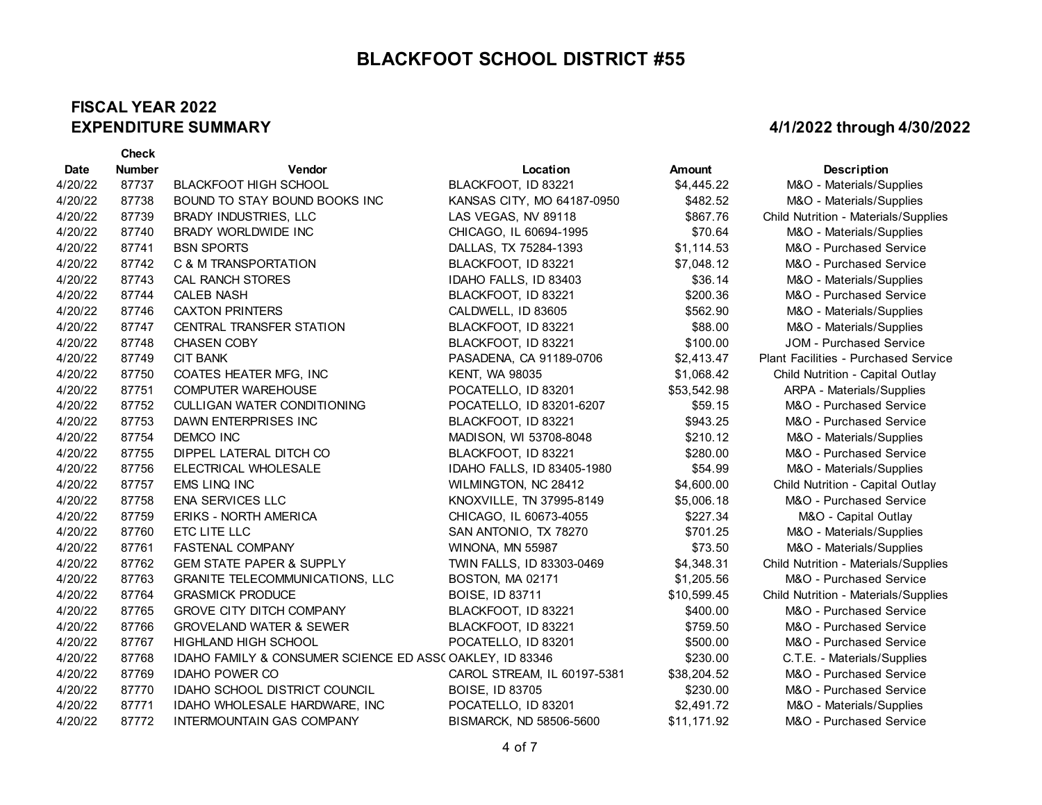# BLACKFOOT SCHOOL DISTRICT #55

## FISCAL YEAR 2022
## EXPENDITURE SUMMARY

**4/1/2022 through 4/30/2022**

| Date | Check Number | Vendor | Location | Amount | Description |
|---|---|---|---|---|---|
| 4/20/22 | 87737 | BLACKFOOT HIGH SCHOOL | BLACKFOOT, ID 83221 | $4,445.22 | M&O - Materials/Supplies |
| 4/20/22 | 87738 | BOUND TO STAY BOUND BOOKS INC | KANSAS CITY, MO 64187-0950 | $482.52 | M&O - Materials/Supplies |
| 4/20/22 | 87739 | BRADY INDUSTRIES, LLC | LAS VEGAS, NV 89118 | $867.76 | Child Nutrition - Materials/Supplies |
| 4/20/22 | 87740 | BRADY WORLDWIDE INC | CHICAGO, IL 60694-1995 | $70.64 | M&O - Materials/Supplies |
| 4/20/22 | 87741 | BSN SPORTS | DALLAS, TX 75284-1393 | $1,114.53 | M&O - Purchased Service |
| 4/20/22 | 87742 | C & M TRANSPORTATION | BLACKFOOT, ID 83221 | $7,048.12 | M&O - Purchased Service |
| 4/20/22 | 87743 | CAL RANCH STORES | IDAHO FALLS, ID 83403 | $36.14 | M&O - Materials/Supplies |
| 4/20/22 | 87744 | CALEB NASH | BLACKFOOT, ID 83221 | $200.36 | M&O - Purchased Service |
| 4/20/22 | 87746 | CAXTON PRINTERS | CALDWELL, ID 83605 | $562.90 | M&O - Materials/Supplies |
| 4/20/22 | 87747 | CENTRAL TRANSFER STATION | BLACKFOOT, ID 83221 | $88.00 | M&O - Materials/Supplies |
| 4/20/22 | 87748 | CHASEN COBY | BLACKFOOT, ID 83221 | $100.00 | JOM - Purchased Service |
| 4/20/22 | 87749 | CIT BANK | PASADENA, CA 91189-0706 | $2,413.47 | Plant Facilities - Purchased Service |
| 4/20/22 | 87750 | COATES HEATER MFG, INC | KENT, WA 98035 | $1,068.42 | Child Nutrition - Capital Outlay |
| 4/20/22 | 87751 | COMPUTER WAREHOUSE | POCATELLO, ID 83201 | $53,542.98 | ARPA - Materials/Supplies |
| 4/20/22 | 87752 | CULLIGAN WATER CONDITIONING | POCATELLO, ID 83201-6207 | $59.15 | M&O - Purchased Service |
| 4/20/22 | 87753 | DAWN ENTERPRISES INC | BLACKFOOT, ID 83221 | $943.25 | M&O - Purchased Service |
| 4/20/22 | 87754 | DEMCO INC | MADISON, WI 53708-8048 | $210.12 | M&O - Materials/Supplies |
| 4/20/22 | 87755 | DIPPEL LATERAL DITCH CO | BLACKFOOT, ID 83221 | $280.00 | M&O - Purchased Service |
| 4/20/22 | 87756 | ELECTRICAL WHOLESALE | IDAHO FALLS, ID 83405-1980 | $54.99 | M&O - Materials/Supplies |
| 4/20/22 | 87757 | EMS LINQ INC | WILMINGTON, NC 28412 | $4,600.00 | Child Nutrition - Capital Outlay |
| 4/20/22 | 87758 | ENA SERVICES LLC | KNOXVILLE, TN 37995-8149 | $5,006.18 | M&O - Purchased Service |
| 4/20/22 | 87759 | ERIKS - NORTH AMERICA | CHICAGO, IL 60673-4055 | $227.34 | M&O - Capital Outlay |
| 4/20/22 | 87760 | ETC LITE LLC | SAN ANTONIO, TX 78270 | $701.25 | M&O - Materials/Supplies |
| 4/20/22 | 87761 | FASTENAL COMPANY | WINONA, MN 55987 | $73.50 | M&O - Materials/Supplies |
| 4/20/22 | 87762 | GEM STATE PAPER & SUPPLY | TWIN FALLS, ID 83303-0469 | $4,348.31 | Child Nutrition - Materials/Supplies |
| 4/20/22 | 87763 | GRANITE TELECOMMUNICATIONS, LLC | BOSTON, MA 02171 | $1,205.56 | M&O - Purchased Service |
| 4/20/22 | 87764 | GRASMICK PRODUCE | BOISE, ID 83711 | $10,599.45 | Child Nutrition - Materials/Supplies |
| 4/20/22 | 87765 | GROVE CITY DITCH COMPANY | BLACKFOOT, ID 83221 | $400.00 | M&O - Purchased Service |
| 4/20/22 | 87766 | GROVELAND WATER & SEWER | BLACKFOOT, ID 83221 | $759.50 | M&O - Purchased Service |
| 4/20/22 | 87767 | HIGHLAND HIGH SCHOOL | POCATELLO, ID 83201 | $500.00 | M&O - Purchased Service |
| 4/20/22 | 87768 | IDAHO FAMILY & CONSUMER SCIENCE ED ASS( | OAKLEY, ID 83346 | $230.00 | C.T.E. - Materials/Supplies |
| 4/20/22 | 87769 | IDAHO POWER CO | CAROL STREAM, IL 60197-5381 | $38,204.52 | M&O - Purchased Service |
| 4/20/22 | 87770 | IDAHO SCHOOL DISTRICT COUNCIL | BOISE, ID 83705 | $230.00 | M&O - Purchased Service |
| 4/20/22 | 87771 | IDAHO WHOLESALE HARDWARE, INC | POCATELLO, ID 83201 | $2,491.72 | M&O - Materials/Supplies |
| 4/20/22 | 87772 | INTERMOUNTAIN GAS COMPANY | BISMARCK, ND 58506-5600 | $11,171.92 | M&O - Purchased Service |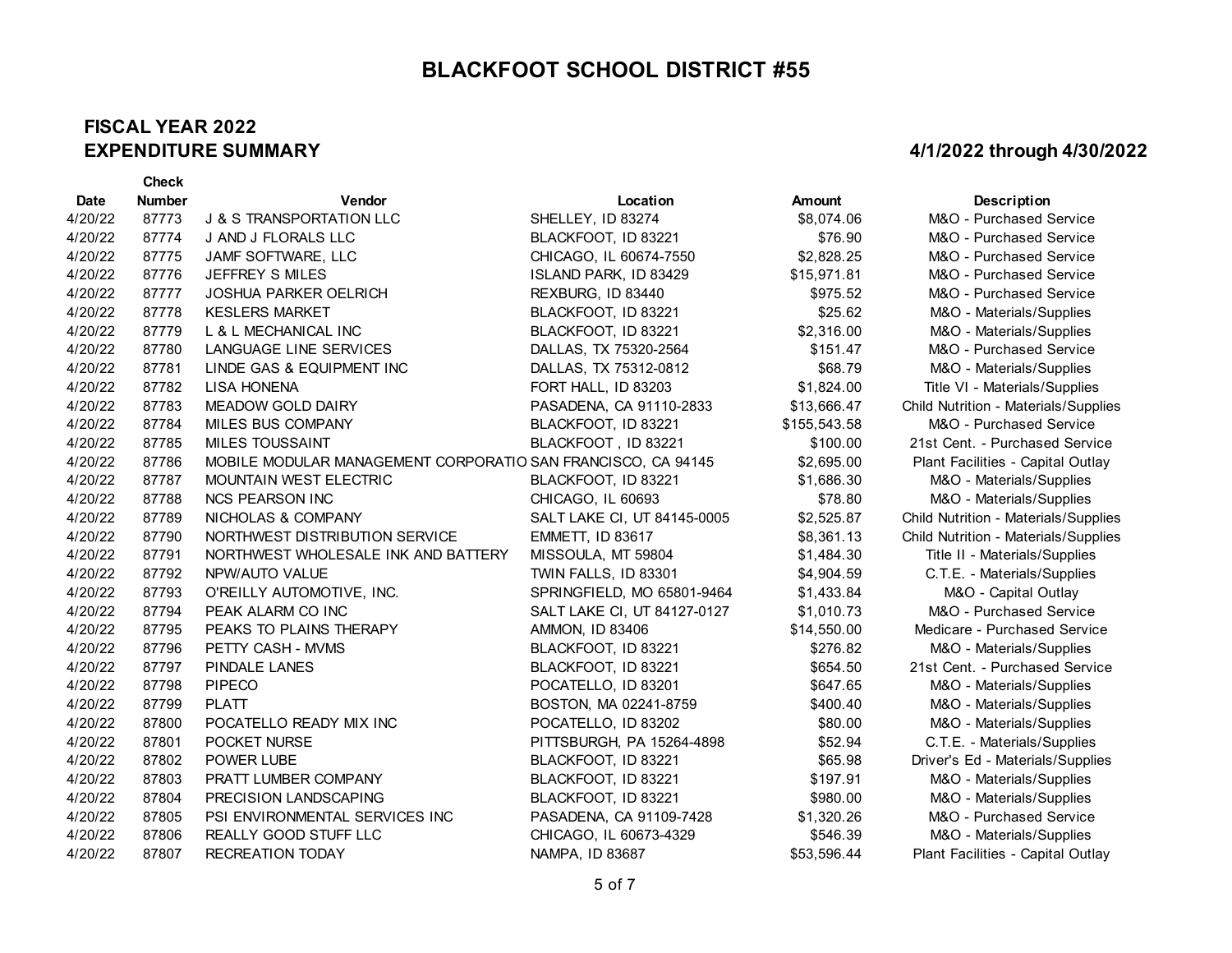# BLACKFOOT SCHOOL DISTRICT #55

## FISCAL YEAR 2022
## EXPENDITURE SUMMARY

**4/1/2022 through 4/30/2022**

| Date | Check Number | Vendor | Location | Amount | Description |
|---|---|---|---|---|---|
| 4/20/22 | 87773 | J & S TRANSPORTATION LLC | SHELLEY, ID 83274 | $8,074.06 | M&O - Purchased Service |
| 4/20/22 | 87774 | J AND J FLORALS LLC | BLACKFOOT, ID 83221 | $76.90 | M&O - Purchased Service |
| 4/20/22 | 87775 | JAMF SOFTWARE, LLC | CHICAGO, IL 60674-7550 | $2,828.25 | M&O - Purchased Service |
| 4/20/22 | 87776 | JEFFREY S MILES | ISLAND PARK, ID 83429 | $15,971.81 | M&O - Purchased Service |
| 4/20/22 | 87777 | JOSHUA PARKER OELRICH | REXBURG, ID 83440 | $975.52 | M&O - Purchased Service |
| 4/20/22 | 87778 | KESLERS MARKET | BLACKFOOT, ID 83221 | $25.62 | M&O - Materials/Supplies |
| 4/20/22 | 87779 | L & L MECHANICAL INC | BLACKFOOT, ID 83221 | $2,316.00 | M&O - Materials/Supplies |
| 4/20/22 | 87780 | LANGUAGE LINE SERVICES | DALLAS, TX 75320-2564 | $151.47 | M&O - Purchased Service |
| 4/20/22 | 87781 | LINDE GAS & EQUIPMENT INC | DALLAS, TX 75312-0812 | $68.79 | M&O - Materials/Supplies |
| 4/20/22 | 87782 | LISA HONENA | FORT HALL, ID 83203 | $1,824.00 | Title VI - Materials/Supplies |
| 4/20/22 | 87783 | MEADOW GOLD DAIRY | PASADENA, CA 91110-2833 | $13,666.47 | Child Nutrition - Materials/Supplies |
| 4/20/22 | 87784 | MILES BUS COMPANY | BLACKFOOT, ID 83221 | $155,543.58 | M&O - Purchased Service |
| 4/20/22 | 87785 | MILES TOUSSAINT | BLACKFOOT , ID 83221 | $100.00 | 21st Cent. - Purchased Service |
| 4/20/22 | 87786 | MOBILE MODULAR MANAGEMENT CORPORATIO | SAN FRANCISCO, CA 94145 | $2,695.00 | Plant Facilities - Capital Outlay |
| 4/20/22 | 87787 | MOUNTAIN WEST ELECTRIC | BLACKFOOT, ID 83221 | $1,686.30 | M&O - Materials/Supplies |
| 4/20/22 | 87788 | NCS PEARSON INC | CHICAGO, IL 60693 | $78.80 | M&O - Materials/Supplies |
| 4/20/22 | 87789 | NICHOLAS & COMPANY | SALT LAKE CI, UT 84145-0005 | $2,525.87 | Child Nutrition - Materials/Supplies |
| 4/20/22 | 87790 | NORTHWEST DISTRIBUTION SERVICE | EMMETT, ID 83617 | $8,361.13 | Child Nutrition - Materials/Supplies |
| 4/20/22 | 87791 | NORTHWEST WHOLESALE INK AND BATTERY | MISSOULA, MT 59804 | $1,484.30 | Title II - Materials/Supplies |
| 4/20/22 | 87792 | NPW/AUTO VALUE | TWIN FALLS, ID 83301 | $4,904.59 | C.T.E. - Materials/Supplies |
| 4/20/22 | 87793 | O'REILLY AUTOMOTIVE, INC. | SPRINGFIELD, MO 65801-9464 | $1,433.84 | M&O - Capital Outlay |
| 4/20/22 | 87794 | PEAK ALARM CO INC | SALT LAKE CI, UT 84127-0127 | $1,010.73 | M&O - Purchased Service |
| 4/20/22 | 87795 | PEAKS TO PLAINS THERAPY | AMMON, ID 83406 | $14,550.00 | Medicare - Purchased Service |
| 4/20/22 | 87796 | PETTY CASH - MVMS | BLACKFOOT, ID 83221 | $276.82 | M&O - Materials/Supplies |
| 4/20/22 | 87797 | PINDALE LANES | BLACKFOOT, ID 83221 | $654.50 | 21st Cent. - Purchased Service |
| 4/20/22 | 87798 | PIPECO | POCATELLO, ID 83201 | $647.65 | M&O - Materials/Supplies |
| 4/20/22 | 87799 | PLATT | BOSTON, MA 02241-8759 | $400.40 | M&O - Materials/Supplies |
| 4/20/22 | 87800 | POCATELLO READY MIX INC | POCATELLO, ID 83202 | $80.00 | M&O - Materials/Supplies |
| 4/20/22 | 87801 | POCKET NURSE | PITTSBURGH, PA 15264-4898 | $52.94 | C.T.E. - Materials/Supplies |
| 4/20/22 | 87802 | POWER LUBE | BLACKFOOT, ID 83221 | $65.98 | Driver's Ed - Materials/Supplies |
| 4/20/22 | 87803 | PRATT LUMBER COMPANY | BLACKFOOT, ID 83221 | $197.91 | M&O - Materials/Supplies |
| 4/20/22 | 87804 | PRECISION LANDSCAPING | BLACKFOOT, ID 83221 | $980.00 | M&O - Materials/Supplies |
| 4/20/22 | 87805 | PSI ENVIRONMENTAL SERVICES INC | PASADENA, CA 91109-7428 | $1,320.26 | M&O - Purchased Service |
| 4/20/22 | 87806 | REALLY GOOD STUFF LLC | CHICAGO, IL 60673-4329 | $546.39 | M&O - Materials/Supplies |
| 4/20/22 | 87807 | RECREATION TODAY | NAMPA, ID 83687 | $53,596.44 | Plant Facilities - Capital Outlay |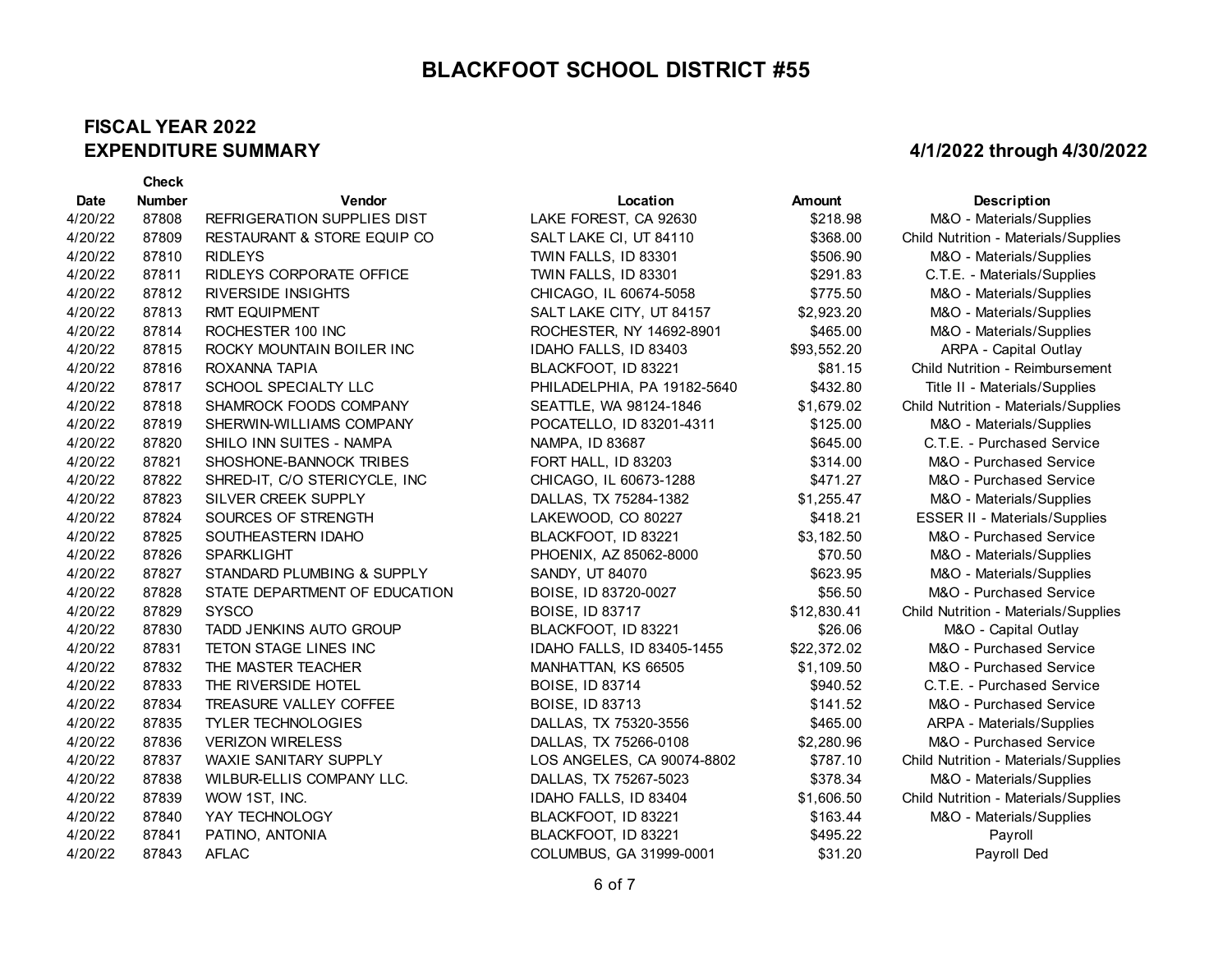# BLACKFOOT SCHOOL DISTRICT #55

## FISCAL YEAR 2022
## EXPENDITURE SUMMARY

**4/1/2022 through 4/30/2022**

| Date | Check Number | Vendor | Location | Amount | Description |
|---|---|---|---|---|---|
| 4/20/22 | 87808 | REFRIGERATION SUPPLIES DIST | LAKE FOREST, CA 92630 | $218.98 | M&O - Materials/Supplies |
| 4/20/22 | 87809 | RESTAURANT & STORE EQUIP CO | SALT LAKE CI, UT 84110 | $368.00 | Child Nutrition - Materials/Supplies |
| 4/20/22 | 87810 | RIDLEYS | TWIN FALLS, ID 83301 | $506.90 | M&O - Materials/Supplies |
| 4/20/22 | 87811 | RIDLEYS CORPORATE OFFICE | TWIN FALLS, ID 83301 | $291.83 | C.T.E. - Materials/Supplies |
| 4/20/22 | 87812 | RIVERSIDE INSIGHTS | CHICAGO, IL 60674-5058 | $775.50 | M&O - Materials/Supplies |
| 4/20/22 | 87813 | RMT EQUIPMENT | SALT LAKE CITY, UT 84157 | $2,923.20 | M&O - Materials/Supplies |
| 4/20/22 | 87814 | ROCHESTER 100 INC | ROCHESTER, NY 14692-8901 | $465.00 | M&O - Materials/Supplies |
| 4/20/22 | 87815 | ROCKY MOUNTAIN BOILER INC | IDAHO FALLS, ID 83403 | $93,552.20 | ARPA - Capital Outlay |
| 4/20/22 | 87816 | ROXANNA TAPIA | BLACKFOOT, ID 83221 | $81.15 | Child Nutrition - Reimbursement |
| 4/20/22 | 87817 | SCHOOL SPECIALTY LLC | PHILADELPHIA, PA 19182-5640 | $432.80 | Title II - Materials/Supplies |
| 4/20/22 | 87818 | SHAMROCK FOODS COMPANY | SEATTLE, WA 98124-1846 | $1,679.02 | Child Nutrition - Materials/Supplies |
| 4/20/22 | 87819 | SHERWIN-WILLIAMS COMPANY | POCATELLO, ID 83201-4311 | $125.00 | M&O - Materials/Supplies |
| 4/20/22 | 87820 | SHILO INN SUITES - NAMPA | NAMPA, ID 83687 | $645.00 | C.T.E. - Purchased Service |
| 4/20/22 | 87821 | SHOSHONE-BANNOCK TRIBES | FORT HALL, ID 83203 | $314.00 | M&O - Purchased Service |
| 4/20/22 | 87822 | SHRED-IT, C/O STERICYCLE, INC | CHICAGO, IL 60673-1288 | $471.27 | M&O - Purchased Service |
| 4/20/22 | 87823 | SILVER CREEK SUPPLY | DALLAS, TX 75284-1382 | $1,255.47 | M&O - Materials/Supplies |
| 4/20/22 | 87824 | SOURCES OF STRENGTH | LAKEWOOD, CO 80227 | $418.21 | ESSER II - Materials/Supplies |
| 4/20/22 | 87825 | SOUTHEASTERN IDAHO | BLACKFOOT, ID 83221 | $3,182.50 | M&O - Purchased Service |
| 4/20/22 | 87826 | SPARKLIGHT | PHOENIX, AZ 85062-8000 | $70.50 | M&O - Materials/Supplies |
| 4/20/22 | 87827 | STANDARD PLUMBING & SUPPLY | SANDY, UT 84070 | $623.95 | M&O - Materials/Supplies |
| 4/20/22 | 87828 | STATE DEPARTMENT OF EDUCATION | BOISE, ID 83720-0027 | $56.50 | M&O - Purchased Service |
| 4/20/22 | 87829 | SYSCO | BOISE, ID 83717 | $12,830.41 | Child Nutrition - Materials/Supplies |
| 4/20/22 | 87830 | TADD JENKINS AUTO GROUP | BLACKFOOT, ID 83221 | $26.06 | M&O - Capital Outlay |
| 4/20/22 | 87831 | TETON STAGE LINES INC | IDAHO FALLS, ID 83405-1455 | $22,372.02 | M&O - Purchased Service |
| 4/20/22 | 87832 | THE MASTER TEACHER | MANHATTAN, KS 66505 | $1,109.50 | M&O - Purchased Service |
| 4/20/22 | 87833 | THE RIVERSIDE HOTEL | BOISE, ID 83714 | $940.52 | C.T.E. - Purchased Service |
| 4/20/22 | 87834 | TREASURE VALLEY COFFEE | BOISE, ID 83713 | $141.52 | M&O - Purchased Service |
| 4/20/22 | 87835 | TYLER TECHNOLOGIES | DALLAS, TX 75320-3556 | $465.00 | ARPA - Materials/Supplies |
| 4/20/22 | 87836 | VERIZON WIRELESS | DALLAS, TX 75266-0108 | $2,280.96 | M&O - Purchased Service |
| 4/20/22 | 87837 | WAXIE SANITARY SUPPLY | LOS ANGELES, CA 90074-8802 | $787.10 | Child Nutrition - Materials/Supplies |
| 4/20/22 | 87838 | WILBUR-ELLIS COMPANY LLC. | DALLAS, TX 75267-5023 | $378.34 | M&O - Materials/Supplies |
| 4/20/22 | 87839 | WOW 1ST, INC. | IDAHO FALLS, ID 83404 | $1,606.50 | Child Nutrition - Materials/Supplies |
| 4/20/22 | 87840 | YAY TECHNOLOGY | BLACKFOOT, ID 83221 | $163.44 | M&O - Materials/Supplies |
| 4/20/22 | 87841 | PATINO, ANTONIA | BLACKFOOT, ID 83221 | $495.22 | Payroll |
| 4/20/22 | 87843 | AFLAC | COLUMBUS, GA 31999-0001 | $31.20 | Payroll Ded |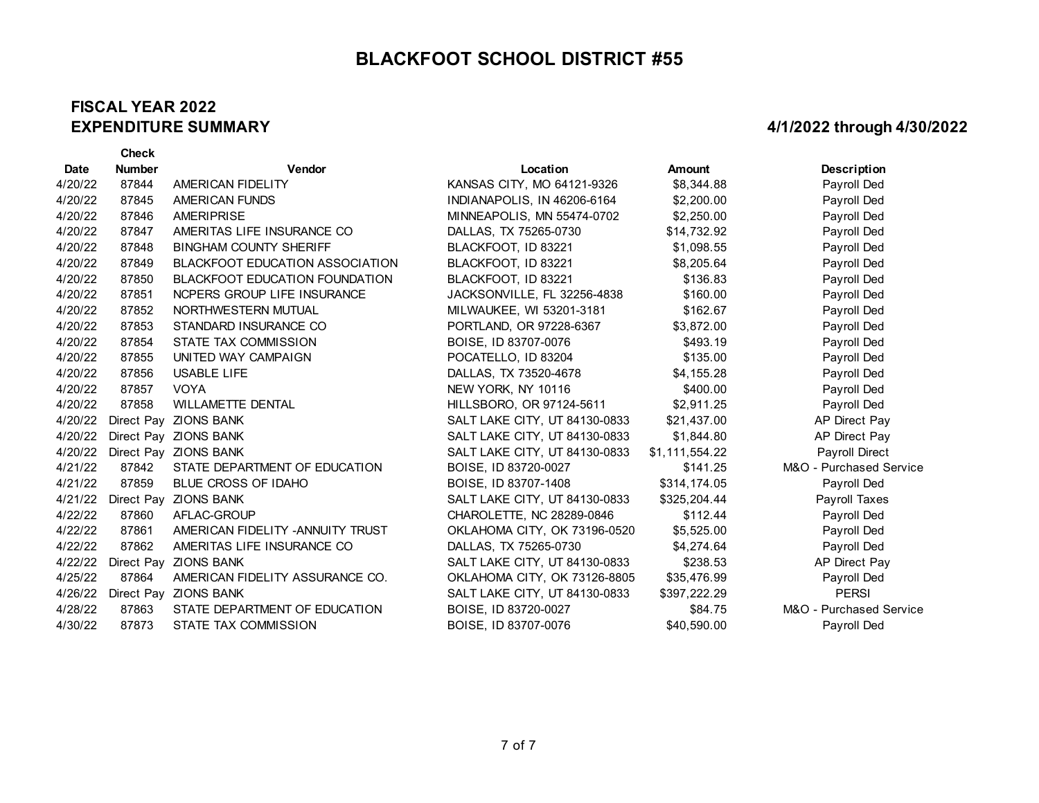# BLACKFOOT SCHOOL DISTRICT #55

## FISCAL YEAR 2022
## EXPENDITURE SUMMARY

**4/1/2022 through 4/30/2022**

| Date | Check Number | Vendor | Location | Amount | Description |
|---|---|---|---|---|---|
| 4/20/22 | 87844 | AMERICAN FIDELITY | KANSAS CITY, MO 64121-9326 | $8,344.88 | Payroll Ded |
| 4/20/22 | 87845 | AMERICAN FUNDS | INDIANAPOLIS, IN 46206-6164 | $2,200.00 | Payroll Ded |
| 4/20/22 | 87846 | AMERIPRISE | MINNEAPOLIS, MN 55474-0702 | $2,250.00 | Payroll Ded |
| 4/20/22 | 87847 | AMERITAS LIFE INSURANCE CO | DALLAS, TX 75265-0730 | $14,732.92 | Payroll Ded |
| 4/20/22 | 87848 | BINGHAM COUNTY SHERIFF | BLACKFOOT, ID 83221 | $1,098.55 | Payroll Ded |
| 4/20/22 | 87849 | BLACKFOOT EDUCATION ASSOCIATION | BLACKFOOT, ID 83221 | $8,205.64 | Payroll Ded |
| 4/20/22 | 87850 | BLACKFOOT EDUCATION FOUNDATION | BLACKFOOT, ID 83221 | $136.83 | Payroll Ded |
| 4/20/22 | 87851 | NCPERS GROUP LIFE INSURANCE | JACKSONVILLE, FL 32256-4838 | $160.00 | Payroll Ded |
| 4/20/22 | 87852 | NORTHWESTERN MUTUAL | MILWAUKEE, WI 53201-3181 | $162.67 | Payroll Ded |
| 4/20/22 | 87853 | STANDARD INSURANCE CO | PORTLAND, OR 97228-6367 | $3,872.00 | Payroll Ded |
| 4/20/22 | 87854 | STATE TAX COMMISSION | BOISE, ID 83707-0076 | $493.19 | Payroll Ded |
| 4/20/22 | 87855 | UNITED WAY CAMPAIGN | POCATELLO, ID 83204 | $135.00 | Payroll Ded |
| 4/20/22 | 87856 | USABLE LIFE | DALLAS, TX 73520-4678 | $4,155.28 | Payroll Ded |
| 4/20/22 | 87857 | VOYA | NEW YORK, NY 10116 | $400.00 | Payroll Ded |
| 4/20/22 | 87858 | WILLAMETTE DENTAL | HILLSBORO, OR 97124-5611 | $2,911.25 | Payroll Ded |
| 4/20/22 | Direct Pay | ZIONS BANK | SALT LAKE CITY, UT 84130-0833 | $21,437.00 | AP Direct Pay |
| 4/20/22 | Direct Pay | ZIONS BANK | SALT LAKE CITY, UT 84130-0833 | $1,844.80 | AP Direct Pay |
| 4/20/22 | Direct Pay | ZIONS BANK | SALT LAKE CITY, UT 84130-0833 | $1,111,554.22 | Payroll Direct |
| 4/21/22 | 87842 | STATE DEPARTMENT OF EDUCATION | BOISE, ID 83720-0027 | $141.25 | M&O - Purchased Service |
| 4/21/22 | 87859 | BLUE CROSS OF IDAHO | BOISE, ID 83707-1408 | $314,174.05 | Payroll Ded |
| 4/21/22 | Direct Pay | ZIONS BANK | SALT LAKE CITY, UT 84130-0833 | $325,204.44 | Payroll Taxes |
| 4/22/22 | 87860 | AFLAC-GROUP | CHAROLETTE, NC 28289-0846 | $112.44 | Payroll Ded |
| 4/22/22 | 87861 | AMERICAN FIDELITY -ANNUITY TRUST | OKLAHOMA CITY, OK 73196-0520 | $5,525.00 | Payroll Ded |
| 4/22/22 | 87862 | AMERITAS LIFE INSURANCE CO | DALLAS, TX 75265-0730 | $4,274.64 | Payroll Ded |
| 4/22/22 | Direct Pay | ZIONS BANK | SALT LAKE CITY, UT 84130-0833 | $238.53 | AP Direct Pay |
| 4/25/22 | 87864 | AMERICAN FIDELITY ASSURANCE CO. | OKLAHOMA CITY, OK 73126-8805 | $35,476.99 | Payroll Ded |
| 4/26/22 | Direct Pay | ZIONS BANK | SALT LAKE CITY, UT 84130-0833 | $397,222.29 | PERSI |
| 4/28/22 | 87863 | STATE DEPARTMENT OF EDUCATION | BOISE, ID 83720-0027 | $84.75 | M&O - Purchased Service |
| 4/30/22 | 87873 | STATE TAX COMMISSION | BOISE, ID 83707-0076 | $40,590.00 | Payroll Ded |